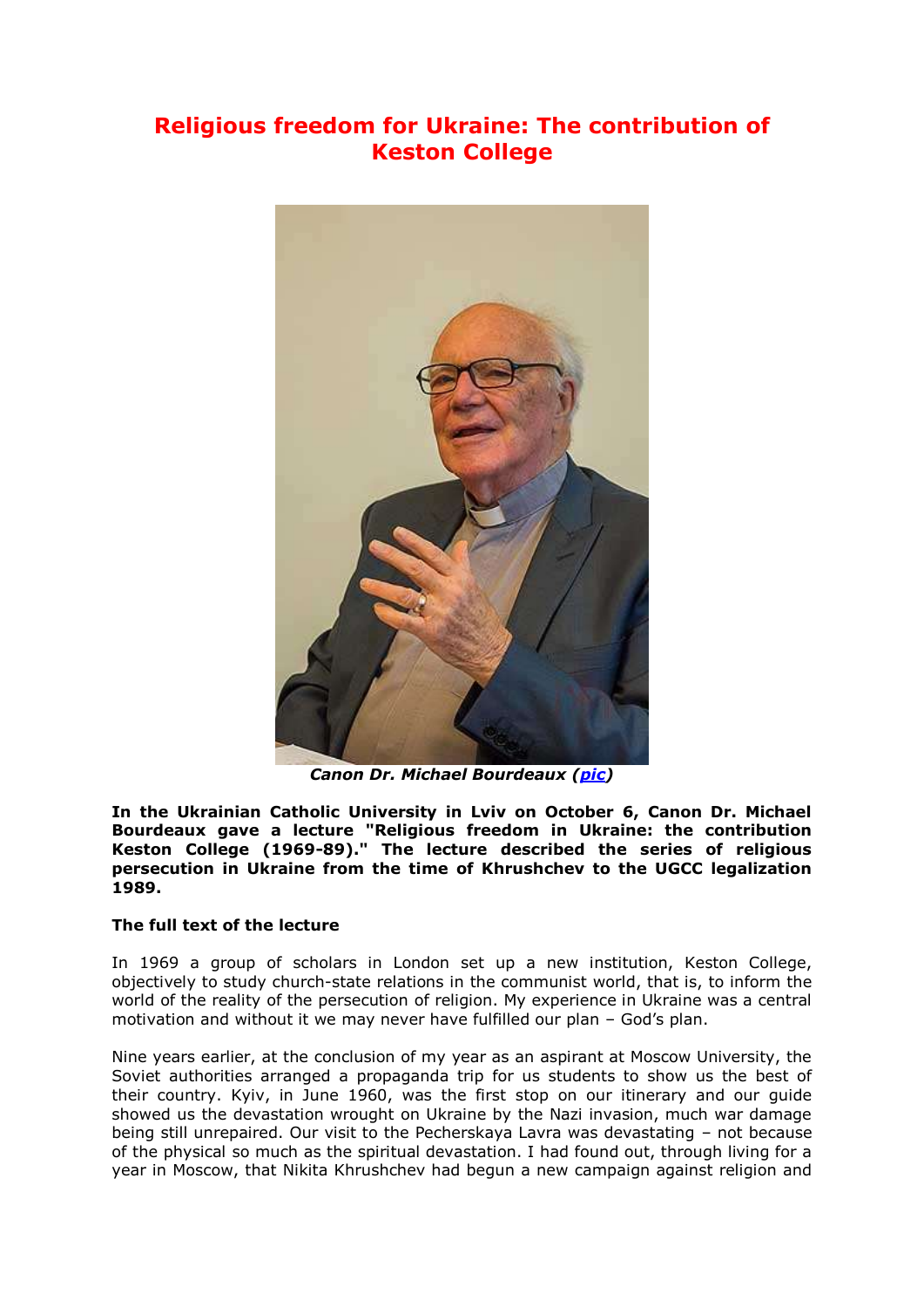# Religious freedom for Ukraine: The contribution of Keston College

*Canon Dr. Michael Bourdeaux (pic)*

**In the Ukrainian Catholic University in Lviv on October 6, Canon Dr. Michael Bourdeaux gave a lecture "Religious freedom in Ukraine: the contribution Keston College (1969-89)." The lecture described the series of religious persecution in Ukraine from the time of Khrushchev to the UGCC legalization 1989.**

**The full text of the lecture**

In 1969 a group of scholars in London set up a new institution, Keston College, objectively to study church-state relations in the communist world, that is, to inform the world of the reality of the persecution of religion. My experience in Ukraine was a central motivation and without it we may never have fulfilled our plan – God's plan.

Nine years earlier, at the conclusion of my year as an aspirant at Moscow University, the Soviet authorities arranged a propaganda trip for us students to show us the best of their country. Kyiv, in June 1960, was the first stop on our itinerary and our guide showed us the devastation wrought on Ukraine by the Nazi invasion, much war damage being still unrepaired. Our visit to the Pecherskaya Lavra was devastating – not because of the physical so much as the spiritual devastation. I had found out, through living for a year in Moscow, that Nikita Khrushchev had begun a new campaign against religion and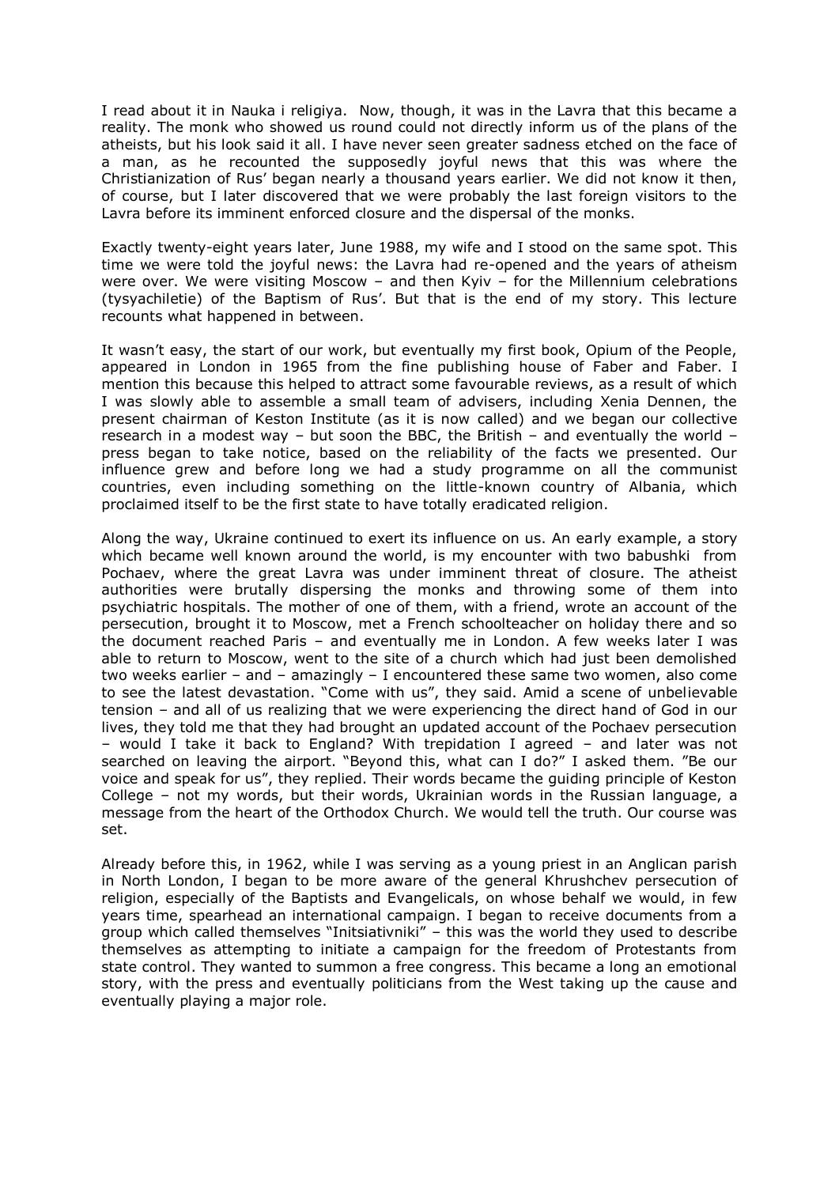I read about it in Nauka i religiya. Now, though, it was in the Lavra that this became a reality. The monk who showed us round could not directly inform us of the plans of the atheists, but his look said it all. I have never seen greater sadness etched on the face of a man, as he recounted the supposedly joyful news that this was where the Christianization of Rus' began nearly a thousand years earlier. We did not know it then, of course, but I later discovered that we were probably the last foreign visitors to the Lavra before its imminent enforced closure and the dispersal of the monks.

Exactly twenty-eight years later, June 1988, my wife and I stood on the same spot. This time we were told the joyful news: the Lavra had re-opened and the years of atheism were over. We were visiting Moscow – and then Kyiv – for the Millennium celebrations (tysyachiletie) of the Baptism of Rus'. But that is the end of my story. This lecture recounts what happened in between.

It wasn't easy, the start of our work, but eventually my first book, Opium of the People, appeared in London in 1965 from the fine publishing house of Faber and Faber. I mention this because this helped to attract some favourable reviews, as a result of which I was slowly able to assemble a small team of advisers, including Xenia Dennen, the present chairman of Keston Institute (as it is now called) and we began our collective research in a modest way – but soon the BBC, the British – and eventually the world – press began to take notice, based on the reliability of the facts we presented. Our influence grew and before long we had a study programme on all the communist countries, even including something on the little-known country of Albania, which proclaimed itself to be the first state to have totally eradicated religion.

Along the way, Ukraine continued to exert its influence on us. An early example, a story which became well known around the world, is my encounter with two babushki from Pochaev, where the great Lavra was under imminent threat of closure. The atheist authorities were brutally dispersing the monks and throwing some of them into psychiatric hospitals. The mother of one of them, with a friend, wrote an account of the persecution, brought it to Moscow, met a French schoolteacher on holiday there and so the document reached Paris – and eventually me in London. A few weeks later I was able to return to Moscow, went to the site of a church which had just been demolished two weeks earlier – and – amazingly – I encountered these same two women, also come to see the latest devastation. "Come with us", they said. Amid a scene of unbelievable tension – and all of us realizing that we were experiencing the direct hand of God in our lives, they told me that they had brought an updated account of the Pochaev persecution – would I take it back to England? With trepidation I agreed – and later was not searched on leaving the airport. "Beyond this, what can I do?" I asked them. "Be our voice and speak for us", they replied. Their words became the guiding principle of Keston College – not my words, but their words, Ukrainian words in the Russian language, a message from the heart of the Orthodox Church. We would tell the truth. Our course was set.

Already before this, in 1962, while I was serving as a young priest in an Anglican parish in North London, I began to be more aware of the general Khrushchev persecution of religion, especially of the Baptists and Evangelicals, on whose behalf we would, in few years time, spearhead an international campaign. I began to receive documents from a group which called themselves "Initsiativniki" – this was the world they used to describe themselves as attempting to initiate a campaign for the freedom of Protestants from state control. They wanted to summon a free congress. This became a long an emotional story, with the press and eventually politicians from the West taking up the cause and eventually playing a major role.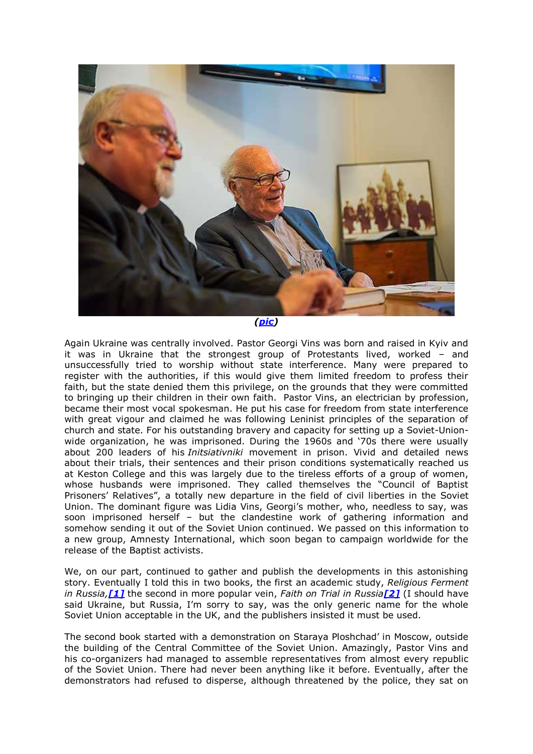*(pic)*

Again Ukraine was centrally involved. Pastor Georgi Vins was born and raised in Kyiv and it was in Ukraine that the strongest group of Protestants lived, worked – and unsuccessfully tried to worship without state interference. Many were prepared to register with the authorities, if this would give them limited freedom to profess their faith, but the state denied them this privilege, on the grounds that they were committed to bringing up their children in their own faith. Pastor Vins, an electrician by profession, became their most vocal spokesman. He put his case for freedom from state interference with great vigour and claimed he was following Leninist principles of the separation of church and state. For his outstanding bravery and capacity for setting up a Soviet-Union-wide organization, he was imprisoned. During the 1960s and '70s there were usually about 200 leaders of his *Initsiativniki* movement in prison. Vivid and detailed news about their trials, their sentences and their prison conditions systematically reached us at Keston College and this was largely due to the tireless efforts of a group of women, whose husbands were imprisoned. They called themselves the "Council of Baptist Prisoners' Relatives", a totally new departure in the field of civil liberties in the Soviet Union. The dominant figure was Lidia Vins, Georgi's mother, who, needless to say, was soon imprisoned herself – but the clandestine work of gathering information and somehow sending it out of the Soviet Union continued. We passed on this information to a new group, Amnesty International, which soon began to campaign worldwide for the release of the Baptist activists.

We, on our part, continued to gather and publish the developments in this astonishing story. Eventually I told this in two books, the first an academic study, *Religious Ferment in Russia,*[1] the second in more popular vein, *Faith on Trial in Russia*[2] (I should have said Ukraine, but Russia, I'm sorry to say, was the only generic name for the whole Soviet Union acceptable in the UK, and the publishers insisted it must be used.

The second book started with a demonstration on Staraya Ploshchad' in Moscow, outside the building of the Central Committee of the Soviet Union. Amazingly, Pastor Vins and his co-organizers had managed to assemble representatives from almost every republic of the Soviet Union. There had never been anything like it before. Eventually, after the demonstrators had refused to disperse, although threatened by the police, they sat on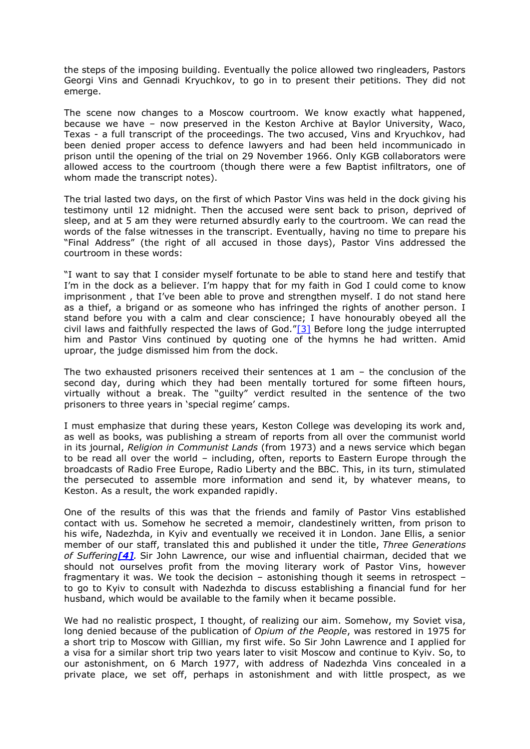the steps of the imposing building. Eventually the police allowed two ringleaders, Pastors Georgi Vins and Gennadi Kryuchkov, to go in to present their petitions. They did not emerge.

The scene now changes to a Moscow courtroom. We know exactly what happened, because we have – now preserved in the Keston Archive at Baylor University, Waco, Texas - a full transcript of the proceedings. The two accused, Vins and Kryuchkov, had been denied proper access to defence lawyers and had been held incommunicado in prison until the opening of the trial on 29 November 1966. Only KGB collaborators were allowed access to the courtroom (though there were a few Baptist infiltrators, one of whom made the transcript notes).

The trial lasted two days, on the first of which Pastor Vins was held in the dock giving his testimony until 12 midnight. Then the accused were sent back to prison, deprived of sleep, and at 5 am they were returned absurdly early to the courtroom. We can read the words of the false witnesses in the transcript. Eventually, having no time to prepare his "Final Address" (the right of all accused in those days), Pastor Vins addressed the courtroom in these words:

"I want to say that I consider myself fortunate to be able to stand here and testify that I'm in the dock as a believer. I'm happy that for my faith in God I could come to know imprisonment , that I've been able to prove and strengthen myself. I do not stand here as a thief, a brigand or as someone who has infringed the rights of another person. I stand before you with a calm and clear conscience; I have honourably obeyed all the civil laws and faithfully respected the laws of God."[3] Before long the judge interrupted him and Pastor Vins continued by quoting one of the hymns he had written. Amid uproar, the judge dismissed him from the dock.

The two exhausted prisoners received their sentences at 1 am – the conclusion of the second day, during which they had been mentally tortured for some fifteen hours, virtually without a break. The "guilty" verdict resulted in the sentence of the two prisoners to three years in 'special regime' camps.

I must emphasize that during these years, Keston College was developing its work and, as well as books, was publishing a stream of reports from all over the communist world in its journal, *Religion in Communist Lands* (from 1973) and a news service which began to be read all over the world – including, often, reports to Eastern Europe through the broadcasts of Radio Free Europe, Radio Liberty and the BBC. This, in its turn, stimulated the persecuted to assemble more information and send it, by whatever means, to Keston. As a result, the work expanded rapidly.

One of the results of this was that the friends and family of Pastor Vins established contact with us. Somehow he secreted a memoir, clandestinely written, from prison to his wife, Nadezhda, in Kyiv and eventually we received it in London. Jane Ellis, a senior member of our staff, translated this and published it under the title, *Three Generations of Suffering***[4]**. Sir John Lawrence, our wise and influential chairman, decided that we should not ourselves profit from the moving literary work of Pastor Vins, however fragmentary it was. We took the decision – astonishing though it seems in retrospect – to go to Kyiv to consult with Nadezhda to discuss establishing a financial fund for her husband, which would be available to the family when it became possible.

We had no realistic prospect, I thought, of realizing our aim. Somehow, my Soviet visa, long denied because of the publication of *Opium of the People*, was restored in 1975 for a short trip to Moscow with Gillian, my first wife. So Sir John Lawrence and I applied for a visa for a similar short trip two years later to visit Moscow and continue to Kyiv. So, to our astonishment, on 6 March 1977, with address of Nadezhda Vins concealed in a private place, we set off, perhaps in astonishment and with little prospect, as we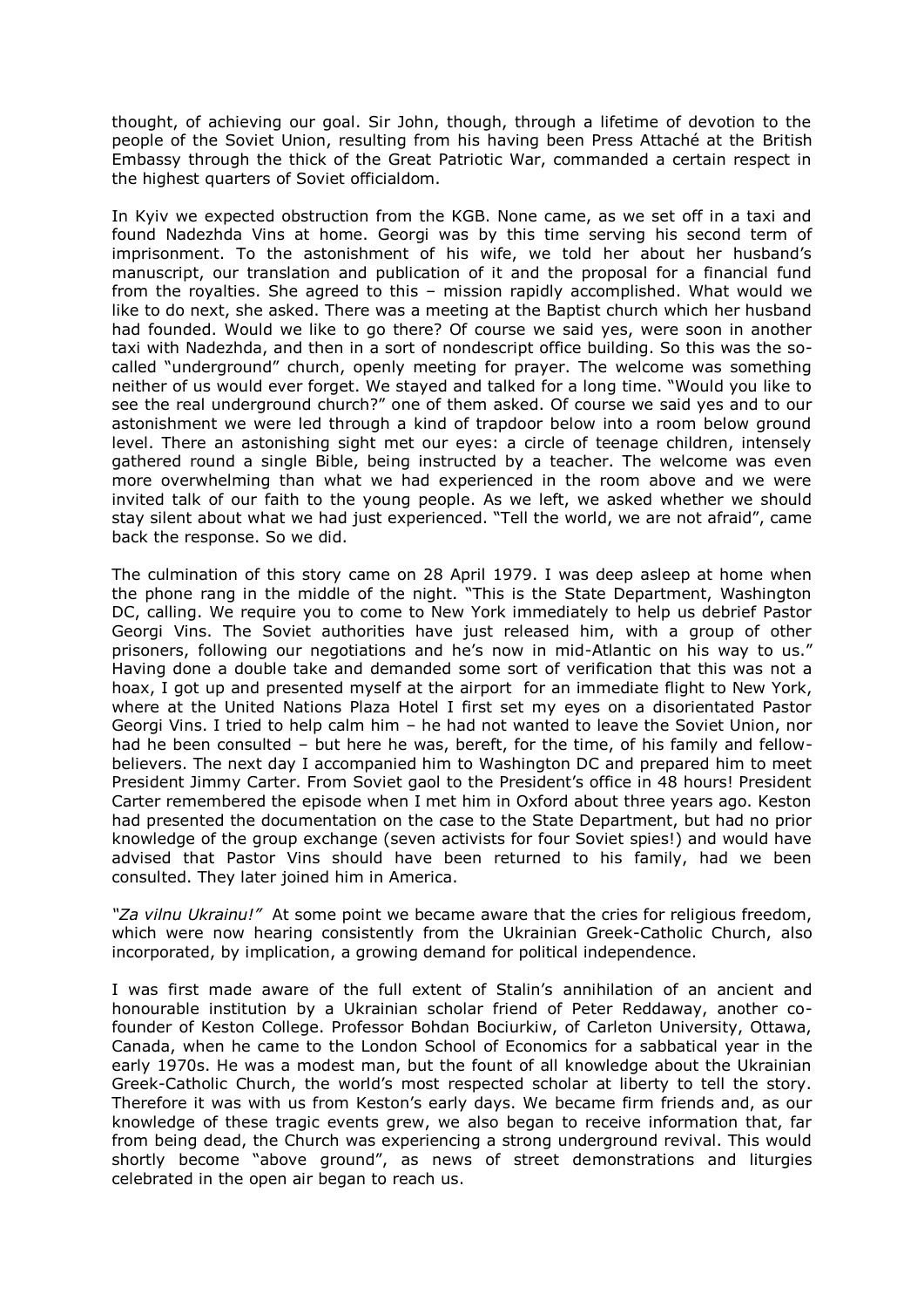thought, of achieving our goal. Sir John, though, through a lifetime of devotion to the people of the Soviet Union, resulting from his having been Press Attaché at the British Embassy through the thick of the Great Patriotic War, commanded a certain respect in the highest quarters of Soviet officialdom.

In Kyiv we expected obstruction from the KGB. None came, as we set off in a taxi and found Nadezhda Vins at home. Georgi was by this time serving his second term of imprisonment. To the astonishment of his wife, we told her about her husband's manuscript, our translation and publication of it and the proposal for a financial fund from the royalties. She agreed to this – mission rapidly accomplished. What would we like to do next, she asked. There was a meeting at the Baptist church which her husband had founded. Would we like to go there? Of course we said yes, were soon in another taxi with Nadezhda, and then in a sort of nondescript office building. So this was the so-called "underground" church, openly meeting for prayer. The welcome was something neither of us would ever forget. We stayed and talked for a long time. "Would you like to see the real underground church?" one of them asked. Of course we said yes and to our astonishment we were led through a kind of trapdoor below into a room below ground level. There an astonishing sight met our eyes: a circle of teenage children, intensely gathered round a single Bible, being instructed by a teacher. The welcome was even more overwhelming than what we had experienced in the room above and we were invited talk of our faith to the young people. As we left, we asked whether we should stay silent about what we had just experienced. "Tell the world, we are not afraid", came back the response. So we did.

The culmination of this story came on 28 April 1979. I was deep asleep at home when the phone rang in the middle of the night. "This is the State Department, Washington DC, calling. We require you to come to New York immediately to help us debrief Pastor Georgi Vins. The Soviet authorities have just released him, with a group of other prisoners, following our negotiations and he's now in mid-Atlantic on his way to us." Having done a double take and demanded some sort of verification that this was not a hoax, I got up and presented myself at the airport for an immediate flight to New York, where at the United Nations Plaza Hotel I first set my eyes on a disorientated Pastor Georgi Vins. I tried to help calm him – he had not wanted to leave the Soviet Union, nor had he been consulted – but here he was, bereft, for the time, of his family and fellow-believers. The next day I accompanied him to Washington DC and prepared him to meet President Jimmy Carter. From Soviet gaol to the President's office in 48 hours! President Carter remembered the episode when I met him in Oxford about three years ago. Keston had presented the documentation on the case to the State Department, but had no prior knowledge of the group exchange (seven activists for four Soviet spies!) and would have advised that Pastor Vins should have been returned to his family, had we been consulted. They later joined him in America.

*"Za vilnu Ukrainu!"* At some point we became aware that the cries for religious freedom, which were now hearing consistently from the Ukrainian Greek-Catholic Church, also incorporated, by implication, a growing demand for political independence.

I was first made aware of the full extent of Stalin's annihilation of an ancient and honourable institution by a Ukrainian scholar friend of Peter Reddaway, another co-founder of Keston College. Professor Bohdan Bociurkiw, of Carleton University, Ottawa, Canada, when he came to the London School of Economics for a sabbatical year in the early 1970s. He was a modest man, but the fount of all knowledge about the Ukrainian Greek-Catholic Church, the world's most respected scholar at liberty to tell the story. Therefore it was with us from Keston's early days. We became firm friends and, as our knowledge of these tragic events grew, we also began to receive information that, far from being dead, the Church was experiencing a strong underground revival. This would shortly become "above ground", as news of street demonstrations and liturgies celebrated in the open air began to reach us.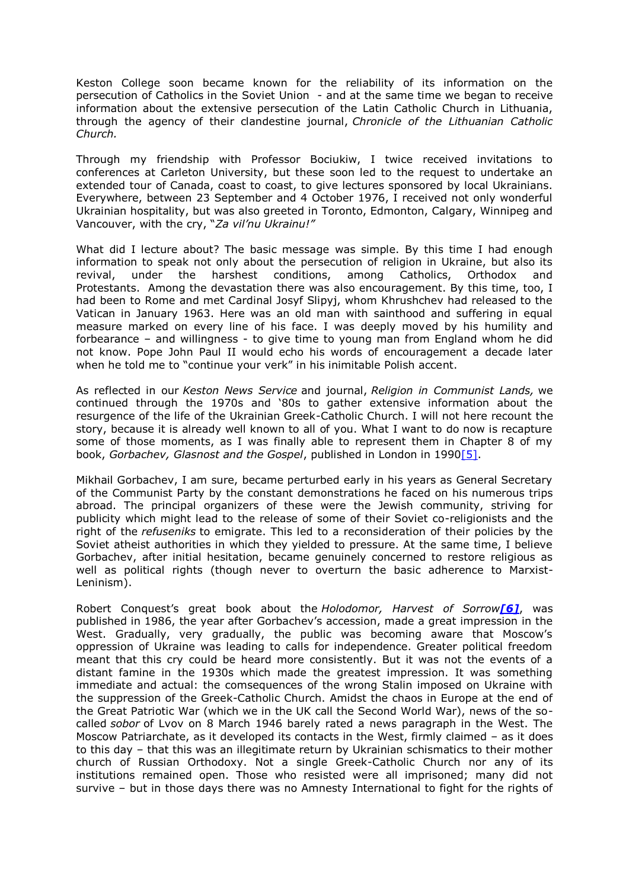Keston College soon became known for the reliability of its information on the persecution of Catholics in the Soviet Union - and at the same time we began to receive information about the extensive persecution of the Latin Catholic Church in Lithuania, through the agency of their clandestine journal, *Chronicle of the Lithuanian Catholic Church.*

Through my friendship with Professor Bociukiw, I twice received invitations to conferences at Carleton University, but these soon led to the request to undertake an extended tour of Canada, coast to coast, to give lectures sponsored by local Ukrainians. Everywhere, between 23 September and 4 October 1976, I received not only wonderful Ukrainian hospitality, but was also greeted in Toronto, Edmonton, Calgary, Winnipeg and Vancouver, with the cry, "*Za vil'nu Ukrainu!*"

What did I lecture about? The basic message was simple. By this time I had enough information to speak not only about the persecution of religion in Ukraine, but also its revival, under the harshest conditions, among Catholics, Orthodox and Protestants. Among the devastation there was also encouragement. By this time, too, I had been to Rome and met Cardinal Josyf Slipyj, whom Khrushchev had released to the Vatican in January 1963. Here was an old man with sainthood and suffering in equal measure marked on every line of his face. I was deeply moved by his humility and forbearance – and willingness - to give time to young man from England whom he did not know. Pope John Paul II would echo his words of encouragement a decade later when he told me to "continue your verk" in his inimitable Polish accent.

As reflected in our *Keston News Service* and journal, *Religion in Communist Lands,* we continued through the 1970s and '80s to gather extensive information about the resurgence of the life of the Ukrainian Greek-Catholic Church. I will not here recount the story, because it is already well known to all of you. What I want to do now is recapture some of those moments, as I was finally able to represent them in Chapter 8 of my book, *Gorbachev, Glasnost and the Gospel*, published in London in 1990[5].

Mikhail Gorbachev, I am sure, became perturbed early in his years as General Secretary of the Communist Party by the constant demonstrations he faced on his numerous trips abroad. The principal organizers of these were the Jewish community, striving for publicity which might lead to the release of some of their Soviet co-religionists and the right of the *refuseniks* to emigrate. This led to a reconsideration of their policies by the Soviet atheist authorities in which they yielded to pressure. At the same time, I believe Gorbachev, after initial hesitation, became genuinely concerned to restore religious as well as political rights (though never to overturn the basic adherence to Marxist-Leninism).

Robert Conquest's great book about the *Holodomor, Harvest of Sorrow*[6], was published in 1986, the year after Gorbachev's accession, made a great impression in the West. Gradually, very gradually, the public was becoming aware that Moscow's oppression of Ukraine was leading to calls for independence. Greater political freedom meant that this cry could be heard more consistently. But it was not the events of a distant famine in the 1930s which made the greatest impression. It was something immediate and actual: the comsequences of the wrong Stalin imposed on Ukraine with the suppression of the Greek-Catholic Church. Amidst the chaos in Europe at the end of the Great Patriotic War (which we in the UK call the Second World War), news of the so-called *sobor* of Lvov on 8 March 1946 barely rated a news paragraph in the West. The Moscow Patriarchate, as it developed its contacts in the West, firmly claimed – as it does to this day – that this was an illegitimate return by Ukrainian schismatics to their mother church of Russian Orthodoxy. Not a single Greek-Catholic Church nor any of its institutions remained open. Those who resisted were all imprisoned; many did not survive – but in those days there was no Amnesty International to fight for the rights of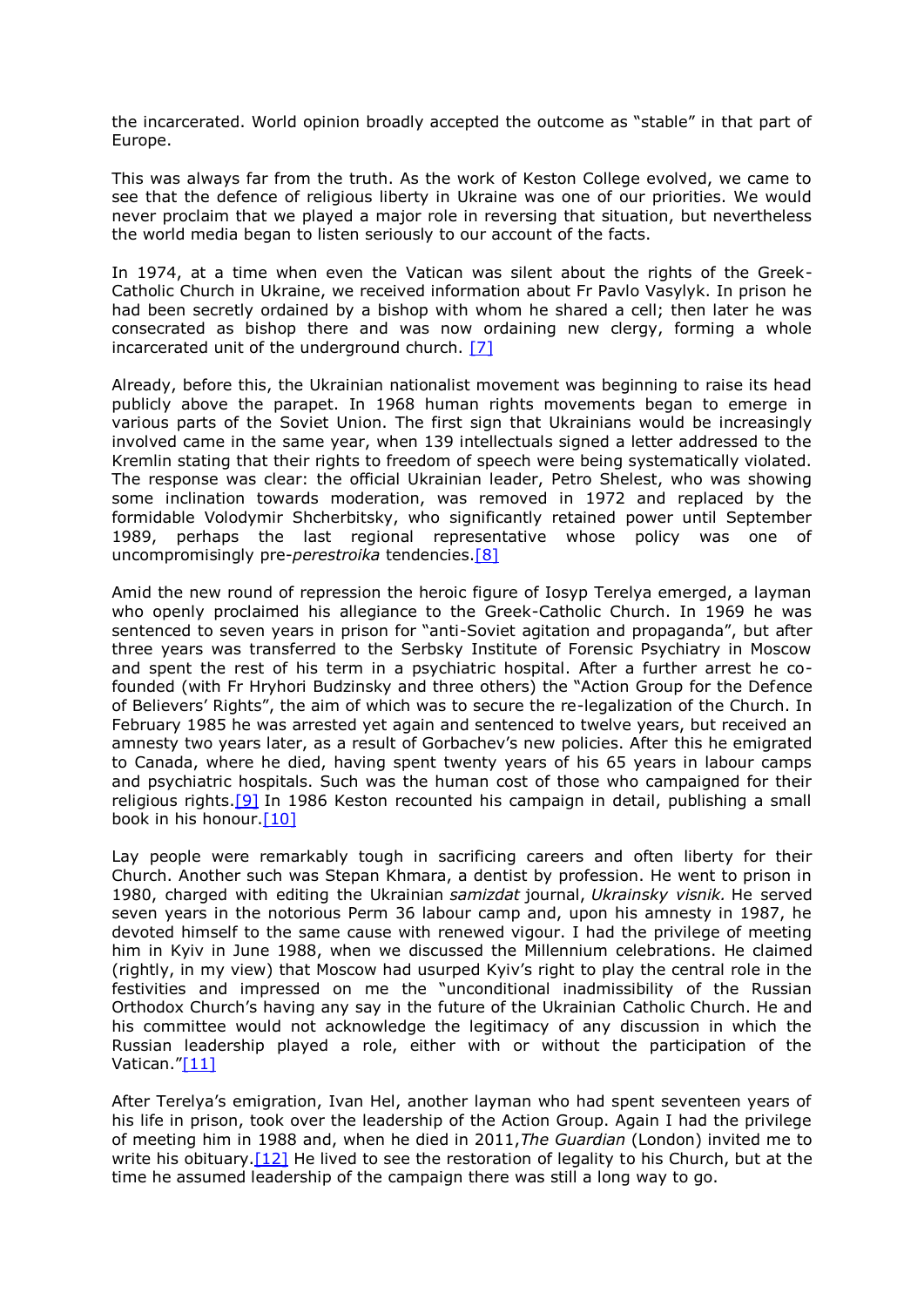the incarcerated. World opinion broadly accepted the outcome as "stable" in that part of Europe.

This was always far from the truth. As the work of Keston College evolved, we came to see that the defence of religious liberty in Ukraine was one of our priorities. We would never proclaim that we played a major role in reversing that situation, but nevertheless the world media began to listen seriously to our account of the facts.

In 1974, at a time when even the Vatican was silent about the rights of the Greek-Catholic Church in Ukraine, we received information about Fr Pavlo Vasylyk. In prison he had been secretly ordained by a bishop with whom he shared a cell; then later he was consecrated as bishop there and was now ordaining new clergy, forming a whole incarcerated unit of the underground church. [7]

Already, before this, the Ukrainian nationalist movement was beginning to raise its head publicly above the parapet. In 1968 human rights movements began to emerge in various parts of the Soviet Union. The first sign that Ukrainians would be increasingly involved came in the same year, when 139 intellectuals signed a letter addressed to the Kremlin stating that their rights to freedom of speech were being systematically violated. The response was clear: the official Ukrainian leader, Petro Shelest, who was showing some inclination towards moderation, was removed in 1972 and replaced by the formidable Volodymir Shcherbitsky, who significantly retained power until September 1989, perhaps the last regional representative whose policy was one of uncompromisingly pre-*perestroika* tendencies.[8]

Amid the new round of repression the heroic figure of Iosyp Terelya emerged, a layman who openly proclaimed his allegiance to the Greek-Catholic Church. In 1969 he was sentenced to seven years in prison for "anti-Soviet agitation and propaganda", but after three years was transferred to the Serbsky Institute of Forensic Psychiatry in Moscow and spent the rest of his term in a psychiatric hospital. After a further arrest he co-founded (with Fr Hryhori Budzinsky and three others) the "Action Group for the Defence of Believers' Rights", the aim of which was to secure the re-legalization of the Church. In February 1985 he was arrested yet again and sentenced to twelve years, but received an amnesty two years later, as a result of Gorbachev's new policies. After this he emigrated to Canada, where he died, having spent twenty years of his 65 years in labour camps and psychiatric hospitals. Such was the human cost of those who campaigned for their religious rights.[9] In 1986 Keston recounted his campaign in detail, publishing a small book in his honour.[10]

Lay people were remarkably tough in sacrificing careers and often liberty for their Church. Another such was Stepan Khmara, a dentist by profession. He went to prison in 1980, charged with editing the Ukrainian *samizdat* journal, *Ukrainsky visnik.* He served seven years in the notorious Perm 36 labour camp and, upon his amnesty in 1987, he devoted himself to the same cause with renewed vigour. I had the privilege of meeting him in Kyiv in June 1988, when we discussed the Millennium celebrations. He claimed (rightly, in my view) that Moscow had usurped Kyiv's right to play the central role in the festivities and impressed on me the "unconditional inadmissibility of the Russian Orthodox Church's having any say in the future of the Ukrainian Catholic Church. He and his committee would not acknowledge the legitimacy of any discussion in which the Russian leadership played a role, either with or without the participation of the Vatican."[11]

After Terelya's emigration, Ivan Hel, another layman who had spent seventeen years of his life in prison, took over the leadership of the Action Group. Again I had the privilege of meeting him in 1988 and, when he died in 2011,*The Guardian* (London) invited me to write his obituary.[12] He lived to see the restoration of legality to his Church, but at the time he assumed leadership of the campaign there was still a long way to go.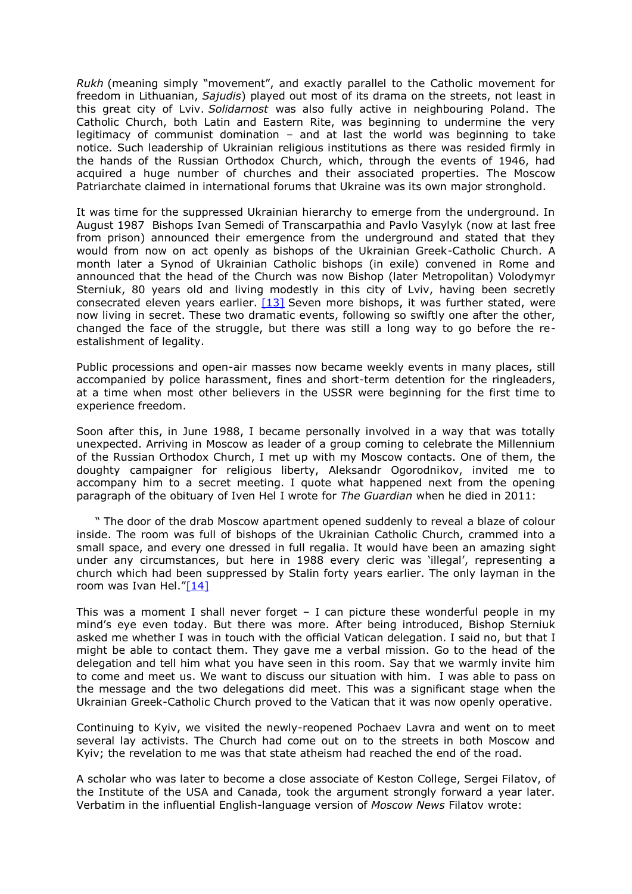*Rukh* (meaning simply "movement", and exactly parallel to the Catholic movement for freedom in Lithuanian, *Sajudis*) played out most of its drama on the streets, not least in this great city of Lviv. *Solidarnost* was also fully active in neighbouring Poland. The Catholic Church, both Latin and Eastern Rite, was beginning to undermine the very legitimacy of communist domination – and at last the world was beginning to take notice. Such leadership of Ukrainian religious institutions as there was resided firmly in the hands of the Russian Orthodox Church, which, through the events of 1946, had acquired a huge number of churches and their associated properties. The Moscow Patriarchate claimed in international forums that Ukraine was its own major stronghold.

It was time for the suppressed Ukrainian hierarchy to emerge from the underground. In August 1987 Bishops Ivan Semedi of Transcarpathia and Pavlo Vasylyk (now at last free from prison) announced their emergence from the underground and stated that they would from now on act openly as bishops of the Ukrainian Greek-Catholic Church. A month later a Synod of Ukrainian Catholic bishops (in exile) convened in Rome and announced that the head of the Church was now Bishop (later Metropolitan) Volodymyr Sterniuk, 80 years old and living modestly in this city of Lviv, having been secretly consecrated eleven years earlier. [13] Seven more bishops, it was further stated, were now living in secret. These two dramatic events, following so swiftly one after the other, changed the face of the struggle, but there was still a long way to go before the re-estalishment of legality.

Public processions and open-air masses now became weekly events in many places, still accompanied by police harassment, fines and short-term detention for the ringleaders, at a time when most other believers in the USSR were beginning for the first time to experience freedom.

Soon after this, in June 1988, I became personally involved in a way that was totally unexpected. Arriving in Moscow as leader of a group coming to celebrate the Millennium of the Russian Orthodox Church, I met up with my Moscow contacts. One of them, the doughty campaigner for religious liberty, Aleksandr Ogorodnikov, invited me to accompany him to a secret meeting. I quote what happened next from the opening paragraph of the obituary of Iven Hel I wrote for *The Guardian* when he died in 2011:

> " The door of the drab Moscow apartment opened suddenly to reveal a blaze of colour inside. The room was full of bishops of the Ukrainian Catholic Church, crammed into a small space, and every one dressed in full regalia. It would have been an amazing sight under any circumstances, but here in 1988 every cleric was 'illegal', representing a church which had been suppressed by Stalin forty years earlier. The only layman in the room was Ivan Hel."[14]

This was a moment I shall never forget – I can picture these wonderful people in my mind's eye even today. But there was more. After being introduced, Bishop Sterniuk asked me whether I was in touch with the official Vatican delegation. I said no, but that I might be able to contact them. They gave me a verbal mission. Go to the head of the delegation and tell him what you have seen in this room. Say that we warmly invite him to come and meet us. We want to discuss our situation with him. I was able to pass on the message and the two delegations did meet. This was a significant stage when the Ukrainian Greek-Catholic Church proved to the Vatican that it was now openly operative.

Continuing to Kyiv, we visited the newly-reopened Pochaev Lavra and went on to meet several lay activists. The Church had come out on to the streets in both Moscow and Kyiv; the revelation to me was that state atheism had reached the end of the road.

A scholar who was later to become a close associate of Keston College, Sergei Filatov, of the Institute of the USA and Canada, took the argument strongly forward a year later. Verbatim in the influential English-language version of *Moscow News* Filatov wrote: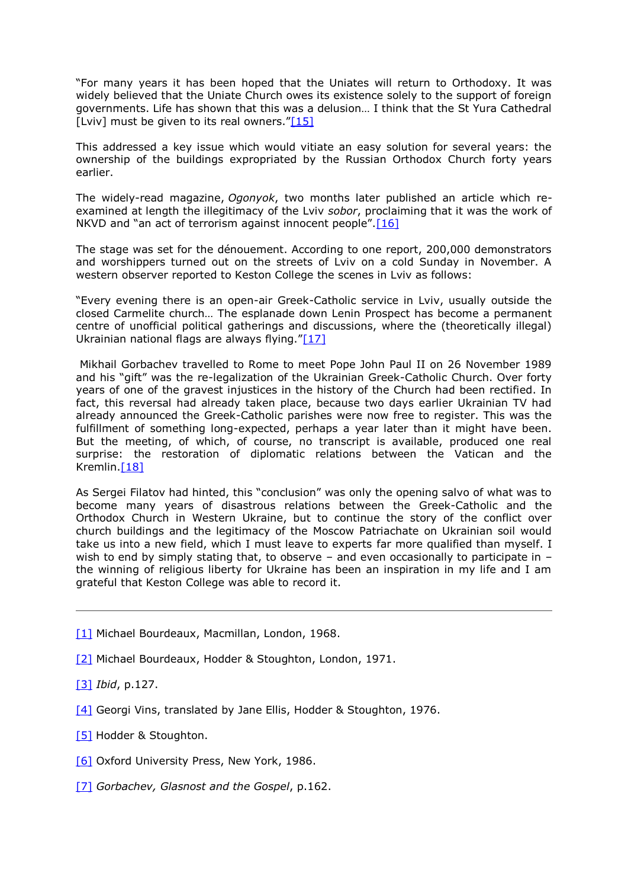"For many years it has been hoped that the Uniates will return to Orthodoxy. It was widely believed that the Uniate Church owes its existence solely to the support of foreign governments. Life has shown that this was a delusion… I think that the St Yura Cathedral [Lviv] must be given to its real owners."[15]

This addressed a key issue which would vitiate an easy solution for several years: the ownership of the buildings expropriated by the Russian Orthodox Church forty years earlier.

The widely-read magazine, *Ogonyok*, two months later published an article which re-examined at length the illegitimacy of the Lviv *sobor*, proclaiming that it was the work of NKVD and "an act of terrorism against innocent people".[16]

The stage was set for the dénouement. According to one report, 200,000 demonstrators and worshippers turned out on the streets of Lviv on a cold Sunday in November. A western observer reported to Keston College the scenes in Lviv as follows:

"Every evening there is an open-air Greek-Catholic service in Lviv, usually outside the closed Carmelite church… The esplanade down Lenin Prospect has become a permanent centre of unofficial political gatherings and discussions, where the (theoretically illegal) Ukrainian national flags are always flying."[17]

Mikhail Gorbachev travelled to Rome to meet Pope John Paul II on 26 November 1989 and his "gift" was the re-legalization of the Ukrainian Greek-Catholic Church. Over forty years of one of the gravest injustices in the history of the Church had been rectified. In fact, this reversal had already taken place, because two days earlier Ukrainian TV had already announced the Greek-Catholic parishes were now free to register. This was the fulfillment of something long-expected, perhaps a year later than it might have been. But the meeting, of which, of course, no transcript is available, produced one real surprise: the restoration of diplomatic relations between the Vatican and the Kremlin.[18]

As Sergei Filatov had hinted, this "conclusion" was only the opening salvo of what was to become many years of disastrous relations between the Greek-Catholic and the Orthodox Church in Western Ukraine, but to continue the story of the conflict over church buildings and the legitimacy of the Moscow Patriachate on Ukrainian soil would take us into a new field, which I must leave to experts far more qualified than myself. I wish to end by simply stating that, to observe – and even occasionally to participate in – the winning of religious liberty for Ukraine has been an inspiration in my life and I am grateful that Keston College was able to record it.

---

[1] Michael Bourdeaux, Macmillan, London, 1968.

[2] Michael Bourdeaux, Hodder & Stoughton, London, 1971.

[3] *Ibid*, p.127.

[4] Georgi Vins, translated by Jane Ellis, Hodder & Stoughton, 1976.

[5] Hodder & Stoughton.

[6] Oxford University Press, New York, 1986.

[7] *Gorbachev, Glasnost and the Gospel*, p.162.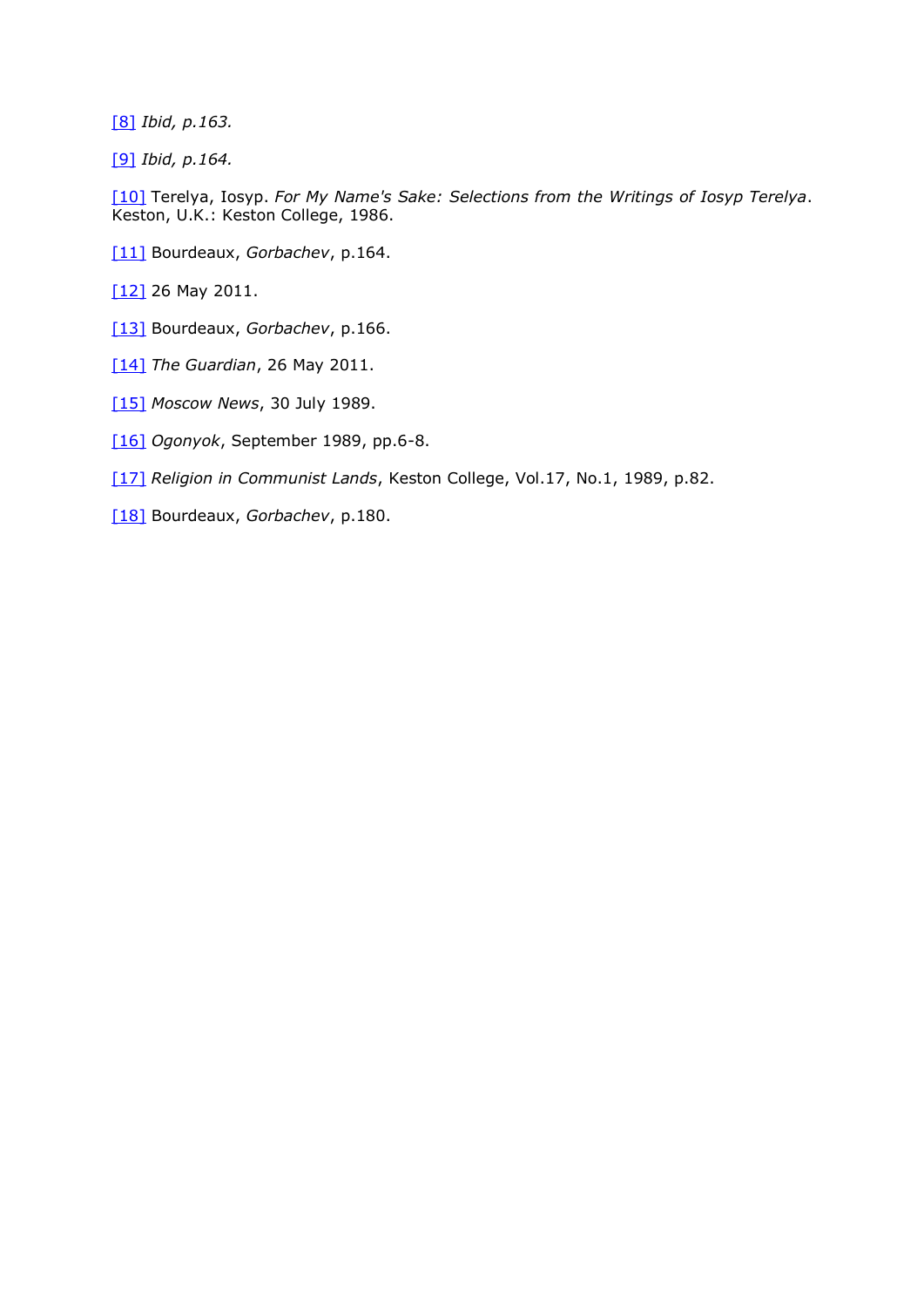[8] *Ibid, p.163.*

[9] *Ibid, p.164.*

[10] Terelya, Iosyp. *For My Name's Sake: Selections from the Writings of Iosyp Terelya*. Keston, U.K.: Keston College, 1986.

[11] Bourdeaux, *Gorbachev*, p.164.

[12] 26 May 2011.

[13] Bourdeaux, *Gorbachev*, p.166.

[14] *The Guardian*, 26 May 2011.

[15] *Moscow News*, 30 July 1989.

[16] *Ogonyok*, September 1989, pp.6-8.

[17] *Religion in Communist Lands*, Keston College, Vol.17, No.1, 1989, p.82.

[18] Bourdeaux, *Gorbachev*, p.180.